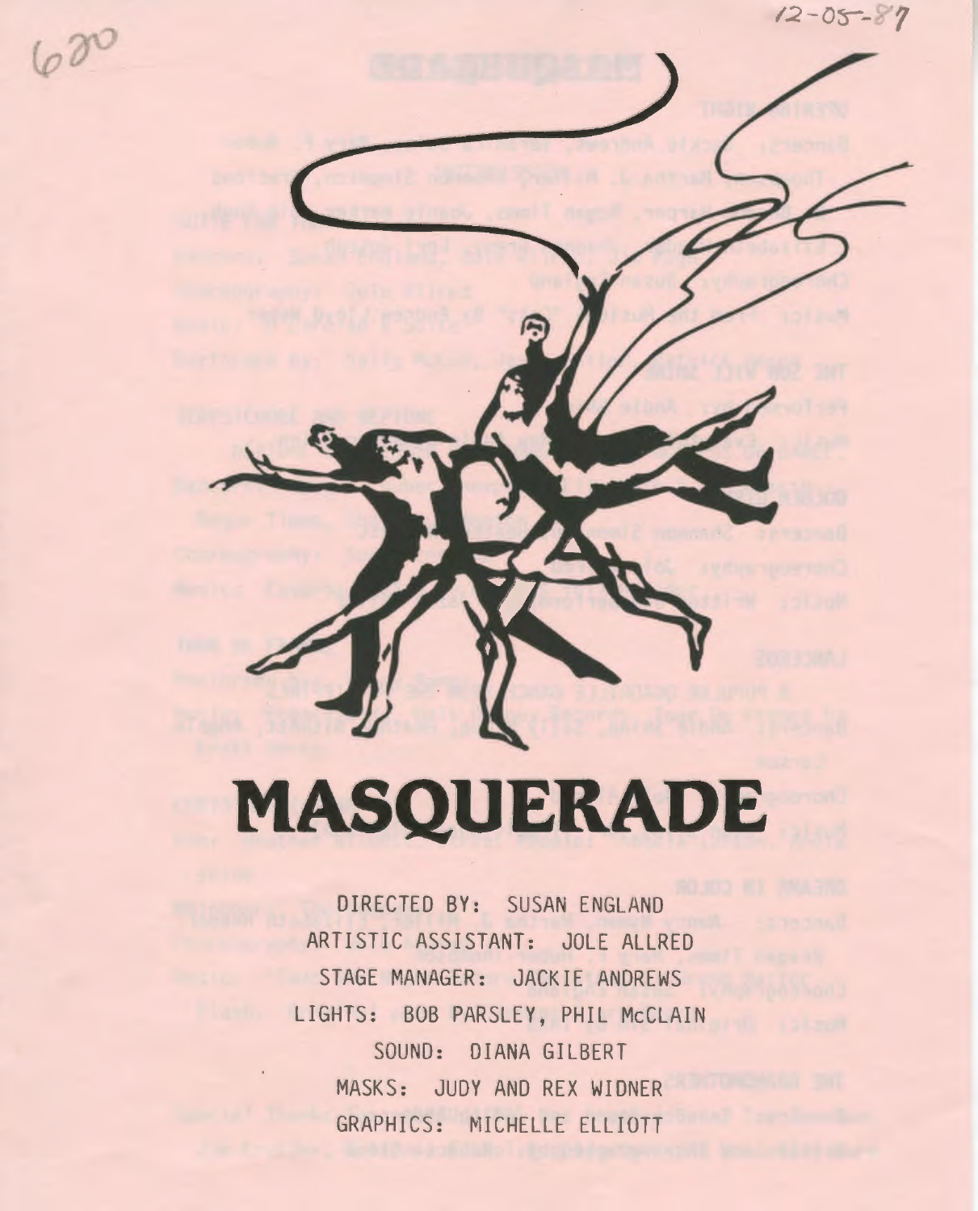620

12-05-87

# MASQUERADE

DIRECTED BY: SUSAN ENGLAND

ARTISTIC ASSISTANT: JOLE ALLRED

STAGE MANAGER: JACKIE ANDREWS

LIGHTS: BOB PARSLEY, PHIL McCLAIN

SOUND: DIANA GILBERT

MASKS: JUDY AND REX WIDNER

GRAPHICS: MICHELLE ELLIOTT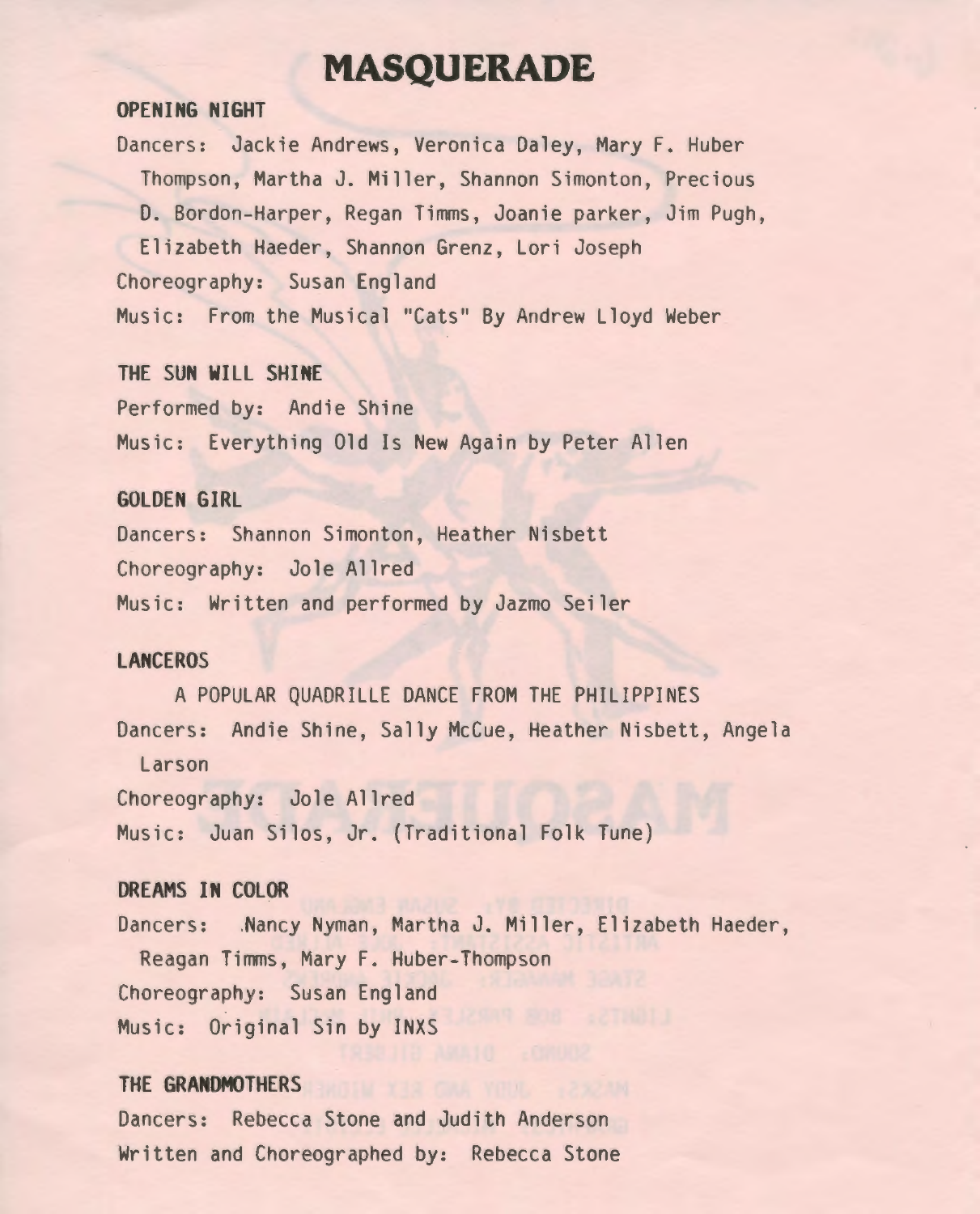# MASQUERADE

### OPENING NIGHT

Dancers: Jackie Andrews, Veronica Daley, Mary F. Huber Thompson, Martha J. Miller, Shannon Simonton, Precious D. Bordon-Harper, Regan Timms, Joanie parker, Jim Pugh, Elizabeth Haeder, Shannon Grenz, Lori Joseph
Choreography: Susan England
Music: From the Musical "Cats" By Andrew Lloyd Weber

### THE SUN WILL SHINE

Performed by: Andie Shine
Music: Everything Old Is New Again by Peter Allen

### GOLDEN GIRL

Dancers: Shannon Simonton, Heather Nisbett
Choreography: Jole Allred
Music: Written and performed by Jazmo Seiler

### LANCEROS

A POPULAR QUADRILLE DANCE FROM THE PHILIPPINES

Dancers: Andie Shine, Sally McCue, Heather Nisbett, Angela Larson
Choreography: Jole Allred
Music: Juan Silos, Jr. (Traditional Folk Tune)

### DREAMS IN COLOR

Dancers: Nancy Nyman, Martha J. Miller, Elizabeth Haeder, Reagan Timms, Mary F. Huber-Thompson
Choreography: Susan England
Music: Original Sin by INXS

### THE GRANDMOTHERS

Dancers: Rebecca Stone and Judith Anderson
Written and Choreographed by: Rebecca Stone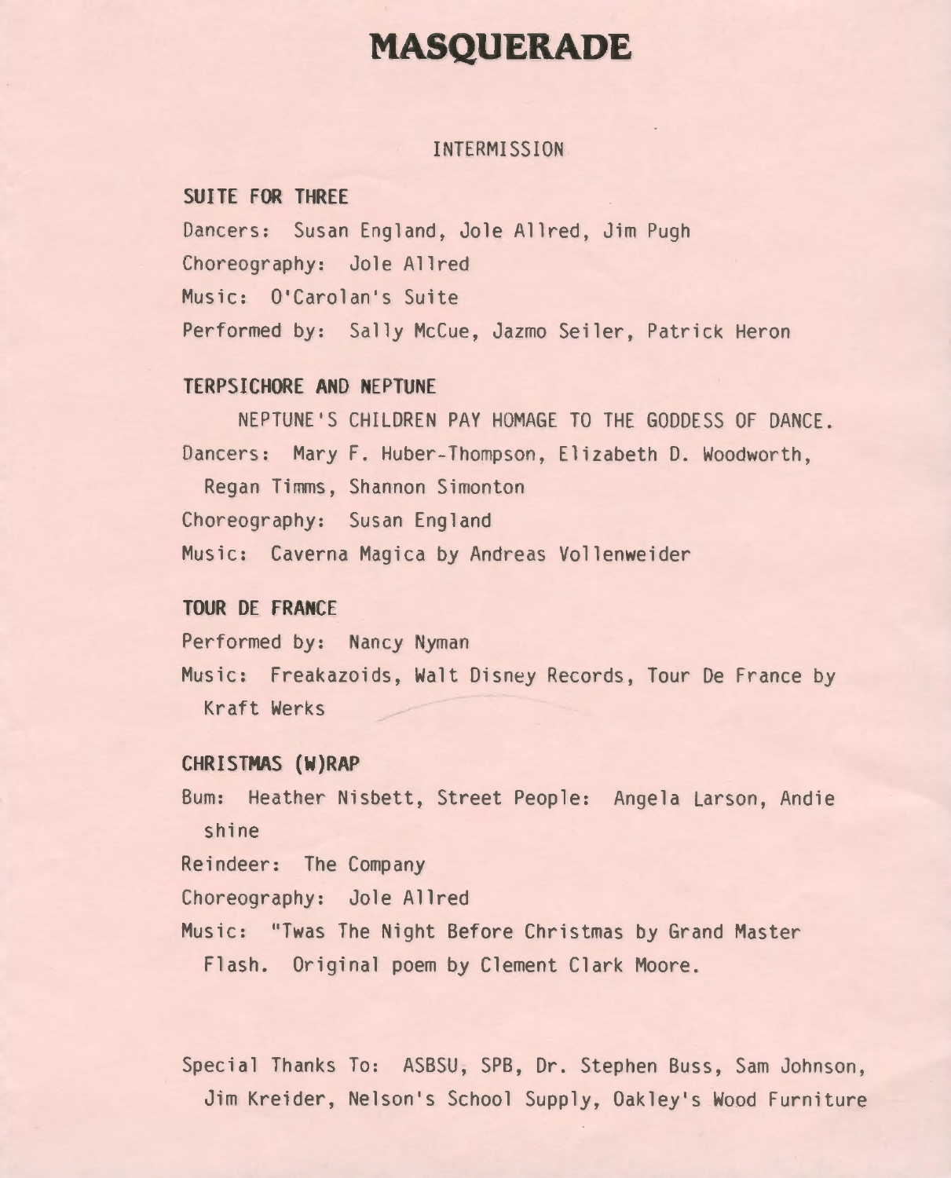# MASQUERADE

INTERMISSION

**SUITE FOR THREE**

Dancers: Susan England, Jole Allred, Jim Pugh

Choreography: Jole Allred

Music: O'Carolan's Suite

Performed by: Sally McCue, Jazmo Seiler, Patrick Heron

**TERPSICHORE AND NEPTUNE**

NEPTUNE'S CHILDREN PAY HOMAGE TO THE GODDESS OF DANCE.

Dancers: Mary F. Huber-Thompson, Elizabeth D. Woodworth, Regan Timms, Shannon Simonton

Choreography: Susan England

Music: Caverna Magica by Andreas Vollenweider

**TOUR DE FRANCE**

Performed by: Nancy Nyman

Music: Freakazoids, Walt Disney Records, Tour De France by Kraft Werks

**CHRISTMAS (W)RAP**

Bum: Heather Nisbett, Street People: Angela Larson, Andie shine

Reindeer: The Company

Choreography: Jole Allred

Music: "Twas The Night Before Christmas by Grand Master Flash. Original poem by Clement Clark Moore.

Special Thanks To: ASBSU, SPB, Dr. Stephen Buss, Sam Johnson, Jim Kreider, Nelson's School Supply, Oakley's Wood Furniture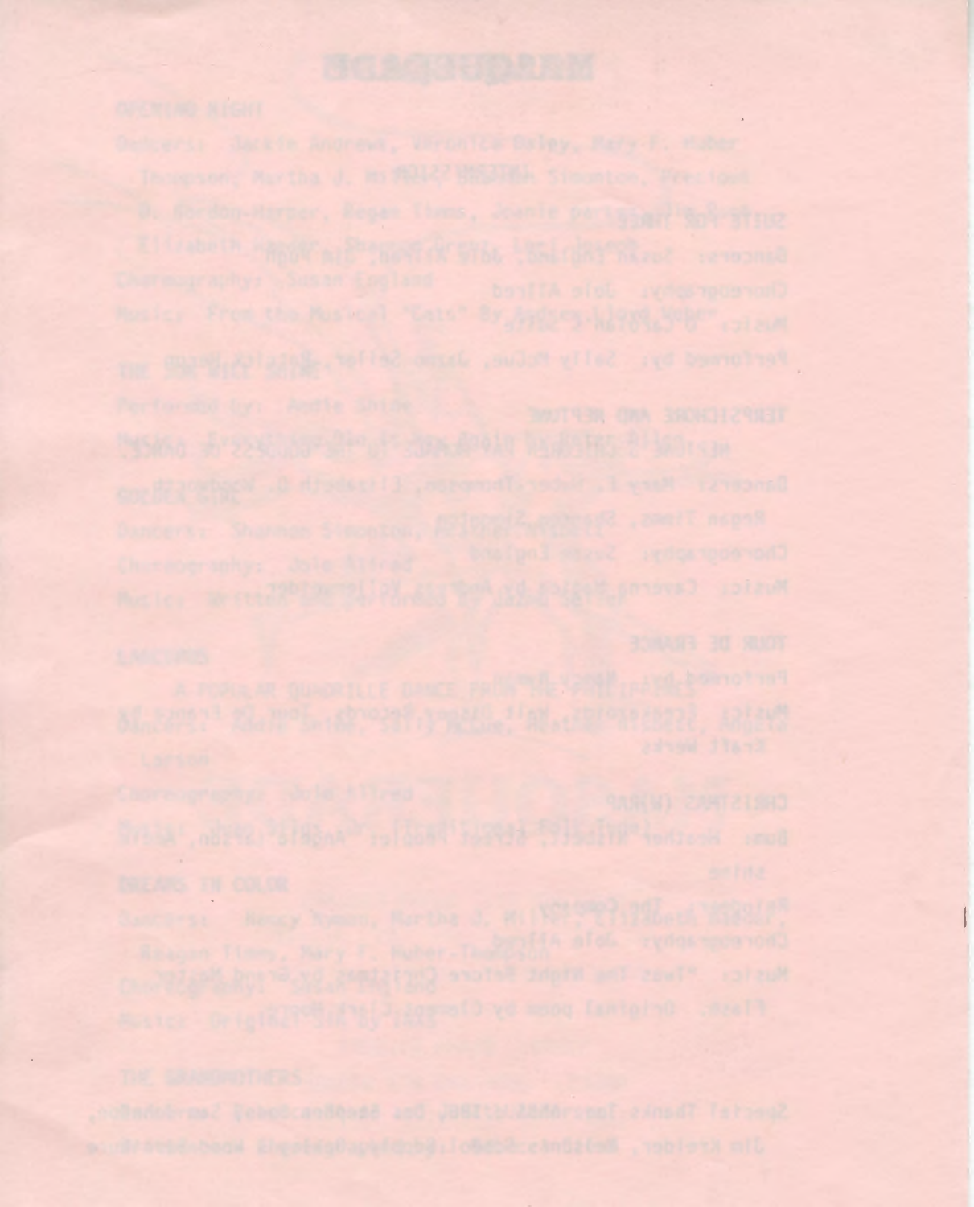# MASQUERADE

OPENING NIGHT

Dancers: Jackie Andrews, Veronica Daley, Mary F. Huber-Thompson, Martha J. Milner, Shannon Simonton, Precious W. Gordon-Warner, Reagan Timms, Joanie ..., Elizabeth Woodworth, Shannon Grebs, Lori Joseph

Choreography: Susan England

Music: From the Musical "Cats" By Andrew Lloyd Weber

THE SUN WILL SHINE

Performed by: Andie Shine

Music: Everything Old Is New Again by Peter Allen

GOLDEN GIRL

Dancers: Shannon Simonton, Heather Nisbett

Choreography: Jole Allred

Music: Written and performed by Jason Seifer

LANCIERS

A POPULAR QUADRILLE DANCE FROM THE PHILIPPINES

Dancers: Andie Shine, Sally McCue, Heather Nisbett, Angela Larson

Choreography: Jole Allred

Music: ...

DREAMS IN COLOR

Dancers: Nancy Naman, Martha J. Milner, Elizabeth Woodworth, Reagan Timms, Mary F. Huber-Thompson

Choreography: Susan England

Music: Original ...

THE GRANDMOTHERS